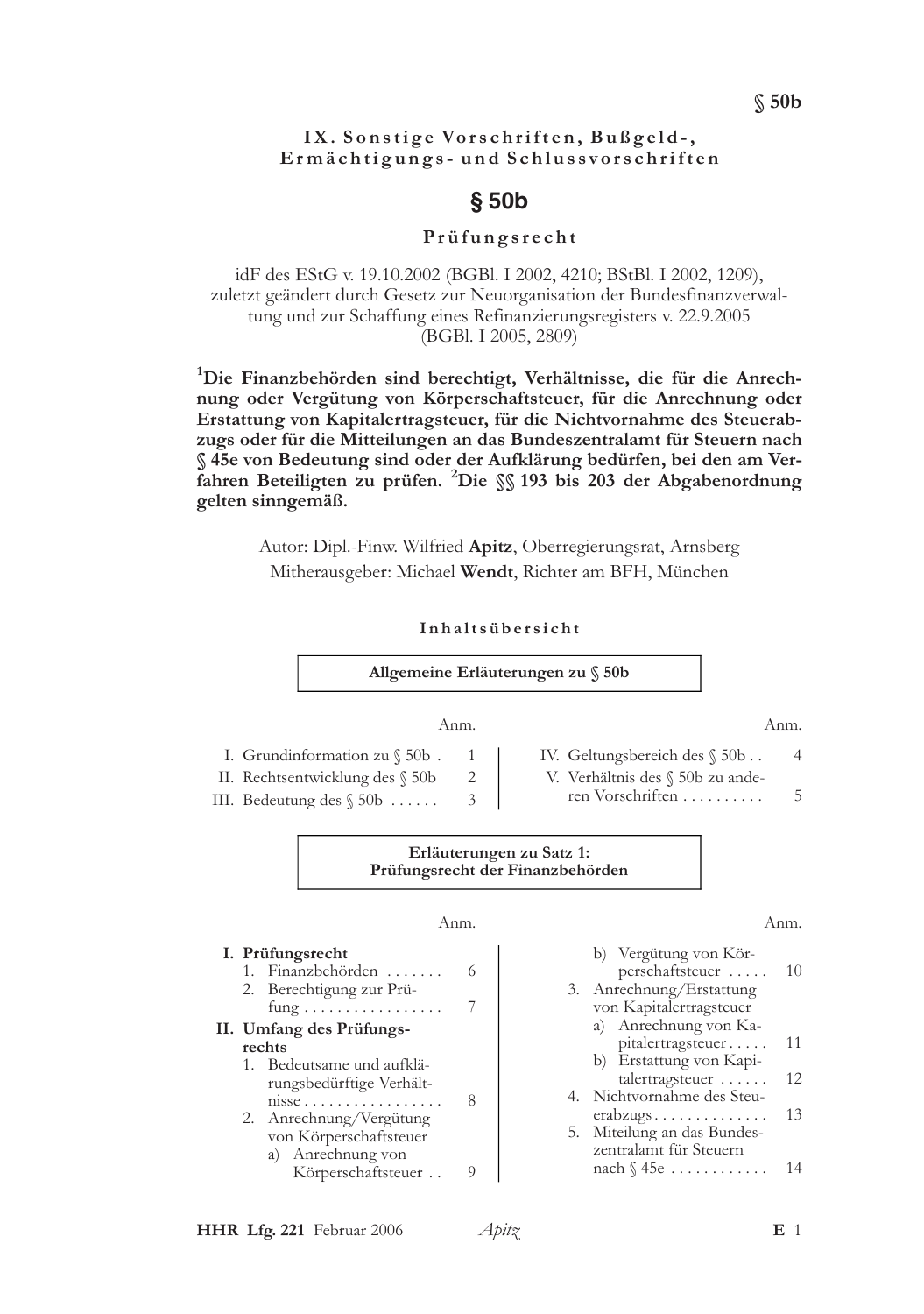## IX. Sonstige Vorschriften, Bußgeld-, Ermächtigungs- und Schlussvorschriften

# § 50b

### Prüfungsrecht

idF des EStG v. 19.10.2002 (BGBl. I 2002, 4210; BStBl. I 2002, 1209), zuletzt geändert durch Gesetz zur Neuorganisation der Bundesfinanzverwaltung und zur Schaffung eines Refinanzierungsregisters v. 22.9.2005 (BGBl. I 2005, 2809)

**[1]Die Finanzbehörden sind berechtigt, Verhältnisse, die für die Anrechnung oder Vergütung von Körperschaftsteuer, für die Anrechnung oder Erstattung von Kapitalertragsteuer, für die Nichtvornahme des Steuerabzugs oder für die Mitteilungen an das Bundeszentralamt für Steuern nach § 45e von Bedeutung sind oder der Aufklärung bedürfen, bei den am Verfahren Beteiligten zu prüfen. [2]Die §§ 193 bis 203 der Abgabenordnung gelten sinngemäß.**

Autor: Dipl.-Finw. Wilfried **Apitz**, Oberregierungsrat, Arnsberg
Mitherausgeber: Michael **Wendt**, Richter am BFH, München

### Inhaltsübersicht

**Allgemeine Erläuterungen zu § 50b**

| | Anm. |
|---|---|
| I. Grundinformation zu § 50b | 1 |
| II. Rechtsentwicklung des § 50b | 2 |
| III. Bedeutung des § 50b | 3 |
| IV. Geltungsbereich des § 50b | 4 |
| V. Verhältnis des § 50b zu anderen Vorschriften | 5 |

**Erläuterungen zu Satz 1: Prüfungsrecht der Finanzbehörden**

| | Anm. |
|---|---|
| **I. Prüfungsrecht** | |
| 1. Finanzbehörden | 6 |
| 2. Berechtigung zur Prüfung | 7 |
| **II. Umfang des Prüfungsrechts** | |
| 1. Bedeutsame und aufklärungsbedürftige Verhältnisse | 8 |
| 2. Anrechnung/Vergütung von Körperschaftsteuer | |
| a) Anrechnung von Körperschaftsteuer | 9 |
| b) Vergütung von Körperschaftsteuer | 10 |
| 3. Anrechnung/Erstattung von Kapitalertragsteuer | |
| a) Anrechnung von Kapitalertragsteuer | 11 |
| b) Erstattung von Kapitalertragsteuer | 12 |
| 4. Nichtvornahme des Steuerabzugs | 13 |
| 5. Miteilung an das Bundeszentralamt für Steuern nach § 45e | 14 |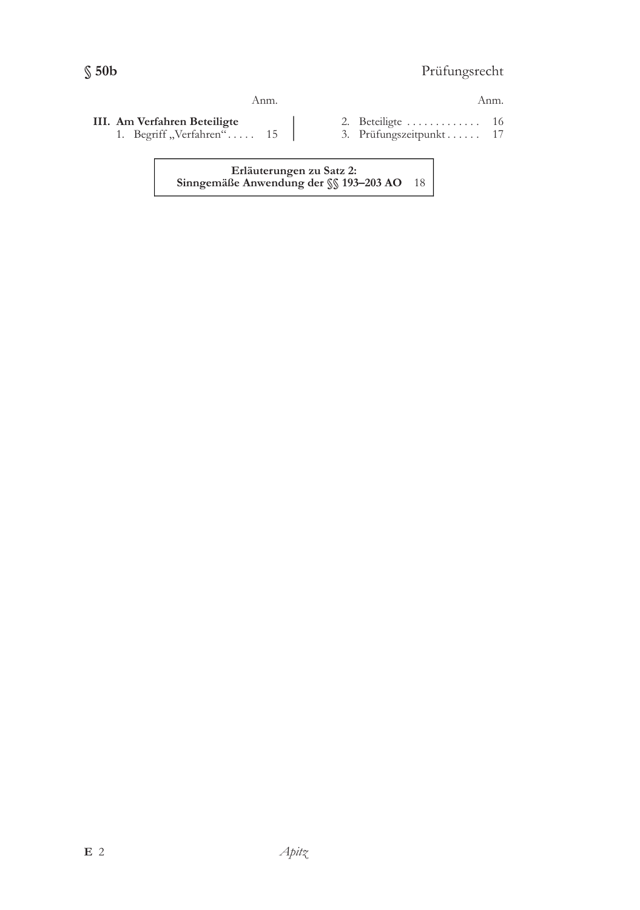| | Anm. |
|---|---|
| **III. Am Verfahren Beteiligte** | |
| 1. Begriff „Verfahren“ | 15 |
| 2. Beteiligte | 16 |
| 3. Prüfungszeitpunkt | 17 |

**Erläuterungen zu Satz 2:**
**Sinngemäße Anwendung der §§ 193–203 AO** 18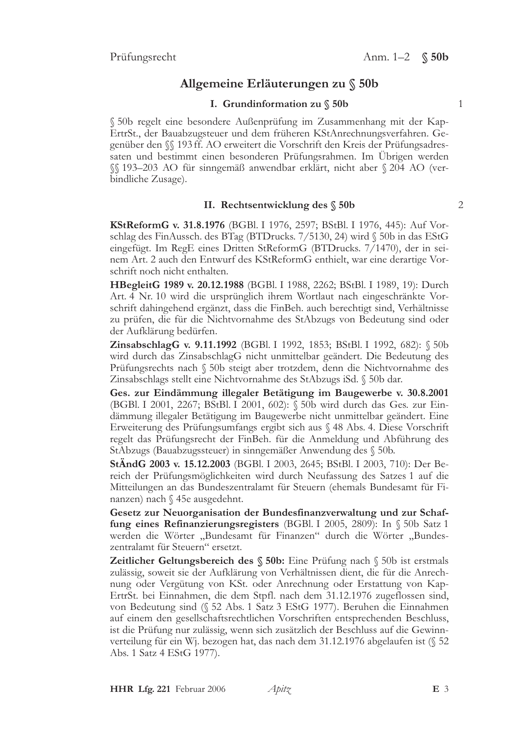## Allgemeine Erläuterungen zu § 50b

### I. Grundinformation zu § 50b

1

§ 50b regelt eine besondere Außenprüfung im Zusammenhang mit der KapErtrSt., der Bauabzugsteuer und dem früheren KStAnrechnungsverfahren. Gegenüber den §§ 193 ff. AO erweitert die Vorschrift den Kreis der Prüfungsadressaten und bestimmt einen besonderen Prüfungsrahmen. Im Übrigen werden §§ 193–203 AO für sinngemäß anwendbar erklärt, nicht aber § 204 AO (verbindliche Zusage).

### II. Rechtsentwicklung des § 50b

2

**KStReformG v. 31.8.1976** (BGBl. I 1976, 2597; BStBl. I 1976, 445): Auf Vorschlag des FinAussch. des BTag (BTDrucks. 7/5130, 24) wird § 50b in das EStG eingefügt. Im RegE eines Dritten StReformG (BTDrucks. 7/1470), der in seinem Art. 2 auch den Entwurf des KStReformG enthielt, war eine derartige Vorschrift noch nicht enthalten.

**HBegleitG 1989 v. 20.12.1988** (BGBl. I 1988, 2262; BStBl. I 1989, 19): Durch Art. 4 Nr. 10 wird die ursprünglich ihrem Wortlaut nach eingeschränkte Vorschrift dahingehend ergänzt, dass die FinBeh. auch berechtigt sind, Verhältnisse zu prüfen, die für die Nichtvornahme des StAbzugs von Bedeutung sind oder der Aufklärung bedürfen.

**ZinsabschlagG v. 9.11.1992** (BGBl. I 1992, 1853; BStBl. I 1992, 682): § 50b wird durch das ZinsabschlagG nicht unmittelbar geändert. Die Bedeutung des Prüfungsrechts nach § 50b steigt aber trotzdem, denn die Nichtvornahme des Zinsabschlags stellt eine Nichtvornahme des StAbzugs iSd. § 50b dar.

**Ges. zur Eindämmung illegaler Betätigung im Baugewerbe v. 30.8.2001** (BGBl. I 2001, 2267; BStBl. I 2001, 602): § 50b wird durch das Ges. zur Eindämmung illegaler Betätigung im Baugewerbe nicht unmittelbar geändert. Eine Erweiterung des Prüfungsumfangs ergibt sich aus § 48 Abs. 4. Diese Vorschrift regelt das Prüfungsrecht der FinBeh. für die Anmeldung und Abführung des StAbzugs (Bauabzugssteuer) in sinngemäßer Anwendung des § 50b.

**StÄndG 2003 v. 15.12.2003** (BGBl. I 2003, 2645; BStBl. I 2003, 710): Der Bereich der Prüfungsmöglichkeiten wird durch Neufassung des Satzes 1 auf die Mitteilungen an das Bundeszentralamt für Steuern (ehemals Bundesamt für Finanzen) nach § 45e ausgedehnt.

**Gesetz zur Neuorganisation der Bundesfinanzverwaltung und zur Schaffung eines Refinanzierungsregisters** (BGBl. I 2005, 2809): In § 50b Satz 1 werden die Wörter „Bundesamt für Finanzen" durch die Wörter „Bundeszentralamt für Steuern" ersetzt.

**Zeitlicher Geltungsbereich des § 50b:** Eine Prüfung nach § 50b ist erstmals zulässig, soweit sie der Aufklärung von Verhältnissen dient, die für die Anrechnung oder Vergütung von KSt. oder Anrechnung oder Erstattung von KapErtrSt. bei Einnahmen, die dem Stpfl. nach dem 31.12.1976 zugeflossen sind, von Bedeutung sind (§ 52 Abs. 1 Satz 3 EStG 1977). Beruhen die Einnahmen auf einem den gesellschaftsrechtlichen Vorschriften entsprechenden Beschluss, ist die Prüfung nur zulässig, wenn sich zusätzlich der Beschluss auf die Gewinnverteilung für ein Wj. bezogen hat, das nach dem 31.12.1976 abgelaufen ist (§ 52 Abs. 1 Satz 4 EStG 1977).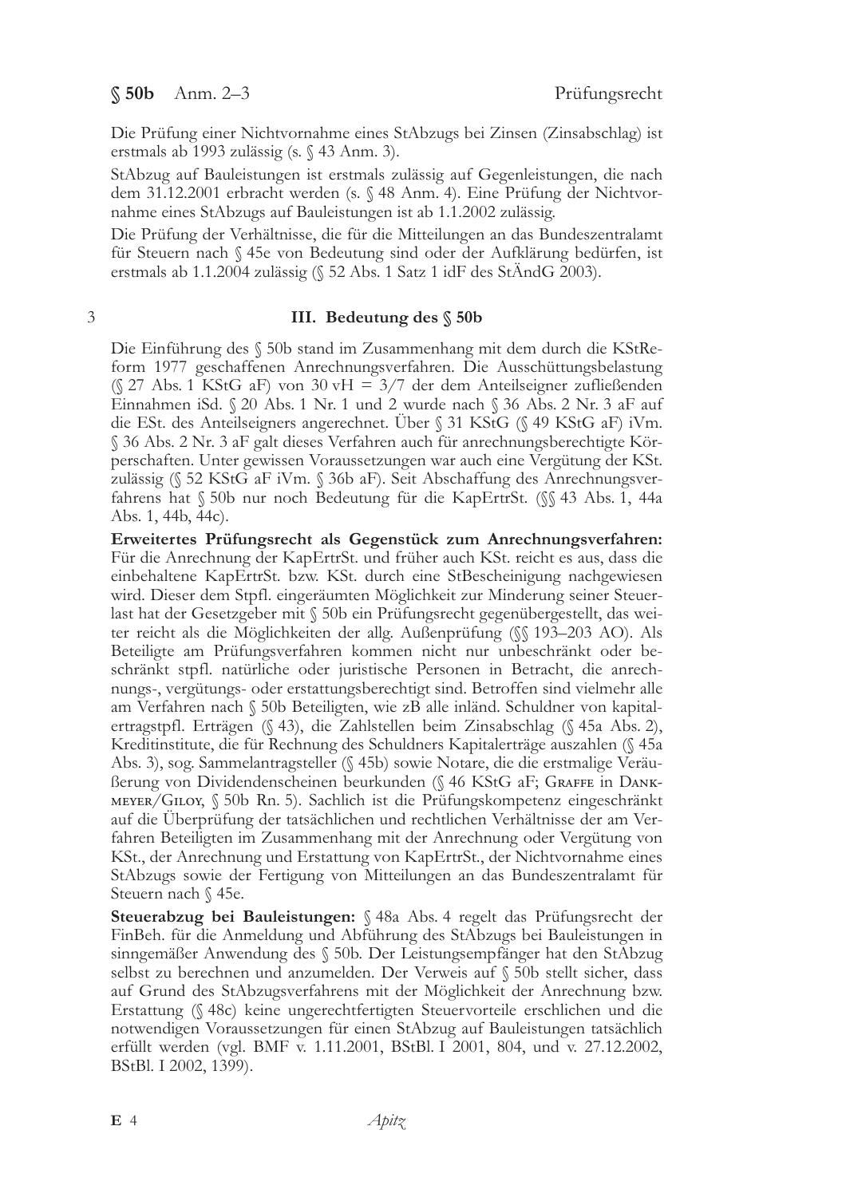Die Prüfung einer Nichtvornahme eines StAbzugs bei Zinsen (Zinsabschlag) ist erstmals ab 1993 zulässig (s. § 43 Anm. 3).

StAbzug auf Bauleistungen ist erstmals zulässig auf Gegenleistungen, die nach dem 31.12.2001 erbracht werden (s. § 48 Anm. 4). Eine Prüfung der Nichtvornahme eines StAbzugs auf Bauleistungen ist ab 1.1.2002 zulässig.

Die Prüfung der Verhältnisse, die für die Mitteilungen an das Bundeszentralamt für Steuern nach § 45e von Bedeutung sind oder der Aufklärung bedürfen, ist erstmals ab 1.1.2004 zulässig (§ 52 Abs. 1 Satz 1 idF des StÄndG 2003).

3

### III. Bedeutung des § 50b

Die Einführung des § 50b stand im Zusammenhang mit dem durch die KStReform 1977 geschaffenen Anrechnungsverfahren. Die Ausschüttungsbelastung (§ 27 Abs. 1 KStG aF) von 30 vH = 3/7 der dem Anteilseigner zufließenden Einnahmen iSd. § 20 Abs. 1 Nr. 1 und 2 wurde nach § 36 Abs. 2 Nr. 3 aF auf die ESt. des Anteilseigners angerechnet. Über § 31 KStG (§ 49 KStG aF) iVm. § 36 Abs. 2 Nr. 3 aF galt dieses Verfahren auch für anrechnungsberechtigte Körperschaften. Unter gewissen Voraussetzungen war auch eine Vergütung der KSt. zulässig (§ 52 KStG aF iVm. § 36b aF). Seit Abschaffung des Anrechnungsverfahrens hat § 50b nur noch Bedeutung für die KapErtrSt. (§§ 43 Abs. 1, 44a Abs. 1, 44b, 44c).

**Erweitertes Prüfungsrecht als Gegenstück zum Anrechnungsverfahren:** Für die Anrechnung der KapErtrSt. und früher auch KSt. reicht es aus, dass die einbehaltene KapErtrSt. bzw. KSt. durch eine StBescheinigung nachgewiesen wird. Dieser dem Stpfl. eingeräumten Möglichkeit zur Minderung seiner Steuerlast hat der Gesetzgeber mit § 50b ein Prüfungsrecht gegenübergestellt, das weiter reicht als die Möglichkeiten der allg. Außenprüfung (§§ 193–203 AO). Als Beteiligte am Prüfungsverfahren kommen nicht nur unbeschränkt oder beschränkt stpfl. natürliche oder juristische Personen in Betracht, die anrechnungs-, vergütungs- oder erstattungsberechtigt sind. Betroffen sind vielmehr alle am Verfahren nach § 50b Beteiligten, wie zB alle inländ. Schuldner von kapitalertragstpfl. Erträgen (§ 43), die Zahlstellen beim Zinsabschlag (§ 45a Abs. 2), Kreditinstitute, die für Rechnung des Schuldners Kapitalerträge auszahlen (§ 45a Abs. 3), sog. Sammelantragsteller (§ 45b) sowie Notare, die die erstmalige Veräußerung von Dividendenscheinen beurkunden (§ 46 KStG aF; Graffe in Dankmeyer/Giloy, § 50b Rn. 5). Sachlich ist die Prüfungskompetenz eingeschränkt auf die Überprüfung der tatsächlichen und rechtlichen Verhältnisse der am Verfahren Beteiligten im Zusammenhang mit der Anrechnung oder Vergütung von KSt., der Anrechnung und Erstattung von KapErtrSt., der Nichtvornahme eines StAbzugs sowie der Fertigung von Mitteilungen an das Bundeszentralamt für Steuern nach § 45e.

**Steuerabzug bei Bauleistungen:** § 48a Abs. 4 regelt das Prüfungsrecht der FinBeh. für die Anmeldung und Abführung des StAbzugs bei Bauleistungen in sinngemäßer Anwendung des § 50b. Der Leistungsempfänger hat den StAbzug selbst zu berechnen und anzumelden. Der Verweis auf § 50b stellt sicher, dass auf Grund des StAbzugsverfahrens mit der Möglichkeit der Anrechnung bzw. Erstattung (§ 48c) keine ungerechtfertigten Steuervorteile erschlichen und die notwendigen Voraussetzungen für einen StAbzug auf Bauleistungen tatsächlich erfüllt werden (vgl. BMF v. 1.11.2001, BStBl. I 2001, 804, und v. 27.12.2002, BStBl. I 2002, 1399).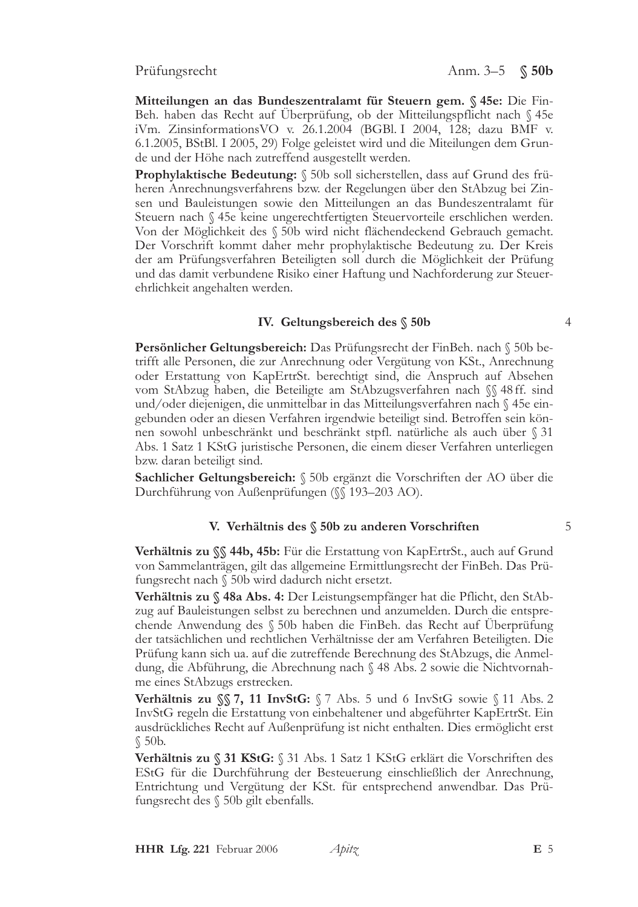**Mitteilungen an das Bundeszentralamt für Steuern gem. § 45e:** Die FinBeh. haben das Recht auf Überprüfung, ob der Mitteilungspflicht nach § 45e iVm. ZinsinformationsVO v. 26.1.2004 (BGBl. I 2004, 128; dazu BMF v. 6.1.2005, BStBl. I 2005, 29) Folge geleistet wird und die Miteilungen dem Grunde und der Höhe nach zutreffend ausgestellt werden.

**Prophylaktische Bedeutung:** § 50b soll sicherstellen, dass auf Grund des früheren Anrechnungsverfahrens bzw. der Regelungen über den StAbzug bei Zinsen und Bauleistungen sowie den Mitteilungen an das Bundeszentralamt für Steuern nach § 45e keine ungerechtfertigten Steuervorteile erschlichen werden. Von der Möglichkeit des § 50b wird nicht flächendeckend Gebrauch gemacht. Der Vorschrift kommt daher mehr prophylaktische Bedeutung zu. Der Kreis der am Prüfungsverfahren Beteiligten soll durch die Möglichkeit der Prüfung und das damit verbundene Risiko einer Haftung und Nachforderung zur Steuerehrlichkeit angehalten werden.

### IV. Geltungsbereich des § 50b

4

**Persönlicher Geltungsbereich:** Das Prüfungsrecht der FinBeh. nach § 50b betrifft alle Personen, die zur Anrechnung oder Vergütung von KSt., Anrechnung oder Erstattung von KapErtrSt. berechtigt sind, die Anspruch auf Absehen vom StAbzug haben, die Beteiligte am StAbzugsverfahren nach §§ 48 ff. sind und/oder diejenigen, die unmittelbar in das Mitteilungsverfahren nach § 45e eingebunden oder an diesen Verfahren irgendwie beteiligt sind. Betroffen sein können sowohl unbeschränkt und beschränkt stpfl. natürliche als auch über § 31 Abs. 1 Satz 1 KStG juristische Personen, die einem dieser Verfahren unterliegen bzw. daran beteiligt sind.

**Sachlicher Geltungsbereich:** § 50b ergänzt die Vorschriften der AO über die Durchführung von Außenprüfungen (§§ 193–203 AO).

### V. Verhältnis des § 50b zu anderen Vorschriften

5

**Verhältnis zu §§ 44b, 45b:** Für die Erstattung von KapErtrSt., auch auf Grund von Sammelanträgen, gilt das allgemeine Ermittlungsrecht der FinBeh. Das Prüfungsrecht nach § 50b wird dadurch nicht ersetzt.

**Verhältnis zu § 48a Abs. 4:** Der Leistungsempfänger hat die Pflicht, den StAbzug auf Bauleistungen selbst zu berechnen und anzumelden. Durch die entsprechende Anwendung des § 50b haben die FinBeh. das Recht auf Überprüfung der tatsächlichen und rechtlichen Verhältnisse der am Verfahren Beteiligten. Die Prüfung kann sich ua. auf die zutreffende Berechnung des StAbzugs, die Anmeldung, die Abführung, die Abrechnung nach § 48 Abs. 2 sowie die Nichtvornahme eines StAbzugs erstrecken.

**Verhältnis zu §§ 7, 11 InvStG:** § 7 Abs. 5 und 6 InvStG sowie § 11 Abs. 2 InvStG regeln die Erstattung von einbehaltener und abgeführter KapErtrSt. Ein ausdrückliches Recht auf Außenprüfung ist nicht enthalten. Dies ermöglicht erst § 50b.

**Verhältnis zu § 31 KStG:** § 31 Abs. 1 Satz 1 KStG erklärt die Vorschriften des EStG für die Durchführung der Besteuerung einschließlich der Anrechnung, Entrichtung und Vergütung der KSt. für entsprechend anwendbar. Das Prüfungsrecht des § 50b gilt ebenfalls.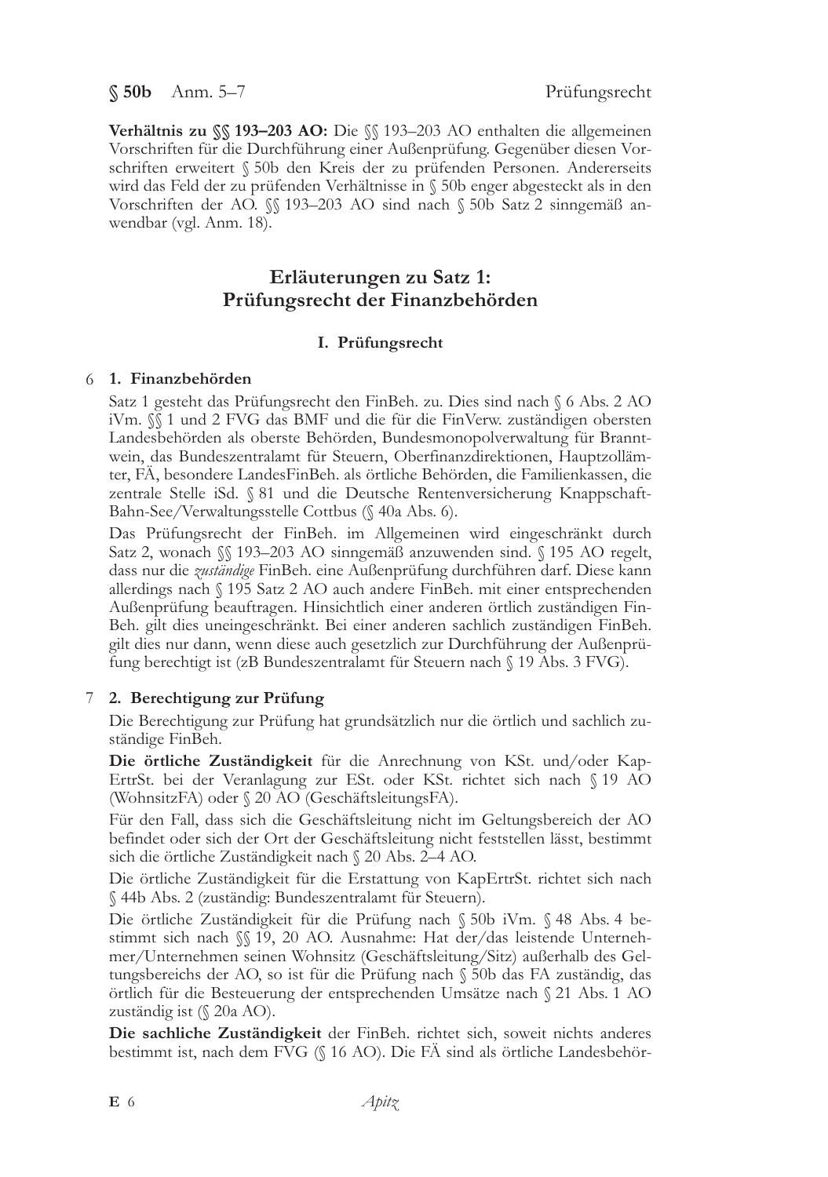**Verhältnis zu §§ 193–203 AO:** Die §§ 193–203 AO enthalten die allgemeinen Vorschriften für die Durchführung einer Außenprüfung. Gegenüber diesen Vorschriften erweitert § 50b den Kreis der zu prüfenden Personen. Andererseits wird das Feld der zu prüfenden Verhältnisse in § 50b enger abgesteckt als in den Vorschriften der AO. §§ 193–203 AO sind nach § 50b Satz 2 sinngemäß anwendbar (vgl. Anm. 18).

## Erläuterungen zu Satz 1: Prüfungsrecht der Finanzbehörden

### I. Prüfungsrecht

6 **1. Finanzbehörden**

Satz 1 gesteht das Prüfungsrecht den FinBeh. zu. Dies sind nach § 6 Abs. 2 AO iVm. §§ 1 und 2 FVG das BMF und die für die FinVerw. zuständigen obersten Landesbehörden als oberste Behörden, Bundesmonopolverwaltung für Branntwein, das Bundeszentralamt für Steuern, Oberfinanzdirektionen, Hauptzollämter, FÄ, besondere LandesFinBeh. als örtliche Behörden, die Familienkassen, die zentrale Stelle iSd. § 81 und die Deutsche Rentenversicherung Knappschaft-Bahn-See/Verwaltungsstelle Cottbus (§ 40a Abs. 6).

Das Prüfungsrecht der FinBeh. im Allgemeinen wird eingeschränkt durch Satz 2, wonach §§ 193–203 AO sinngemäß anzuwenden sind. § 195 AO regelt, dass nur die *zuständige* FinBeh. eine Außenprüfung durchführen darf. Diese kann allerdings nach § 195 Satz 2 AO auch andere FinBeh. mit einer entsprechenden Außenprüfung beauftragen. Hinsichtlich einer anderen örtlich zuständigen FinBeh. gilt dies uneingeschränkt. Bei einer anderen sachlich zuständigen FinBeh. gilt dies nur dann, wenn diese auch gesetzlich zur Durchführung der Außenprüfung berechtigt ist (zB Bundeszentralamt für Steuern nach § 19 Abs. 3 FVG).

7 **2. Berechtigung zur Prüfung**

Die Berechtigung zur Prüfung hat grundsätzlich nur die örtlich und sachlich zuständige FinBeh.

**Die örtliche Zuständigkeit** für die Anrechnung von KSt. und/oder KapErtrSt. bei der Veranlagung zur ESt. oder KSt. richtet sich nach § 19 AO (WohnsitzFA) oder § 20 AO (GeschäftsleitungsFA).

Für den Fall, dass sich die Geschäftsleitung nicht im Geltungsbereich der AO befindet oder sich der Ort der Geschäftsleitung nicht feststellen lässt, bestimmt sich die örtliche Zuständigkeit nach § 20 Abs. 2–4 AO.

Die örtliche Zuständigkeit für die Erstattung von KapErtrSt. richtet sich nach § 44b Abs. 2 (zuständig: Bundeszentralamt für Steuern).

Die örtliche Zuständigkeit für die Prüfung nach § 50b iVm. § 48 Abs. 4 bestimmt sich nach §§ 19, 20 AO. Ausnahme: Hat der/das leistende Unternehmer/Unternehmen seinen Wohnsitz (Geschäftsleitung/Sitz) außerhalb des Geltungsbereichs der AO, so ist für die Prüfung nach § 50b das FA zuständig, das örtlich für die Besteuerung der entsprechenden Umsätze nach § 21 Abs. 1 AO zuständig ist (§ 20a AO).

**Die sachliche Zuständigkeit** der FinBeh. richtet sich, soweit nichts anderes bestimmt ist, nach dem FVG (§ 16 AO). Die FÄ sind als örtliche Landesbehör-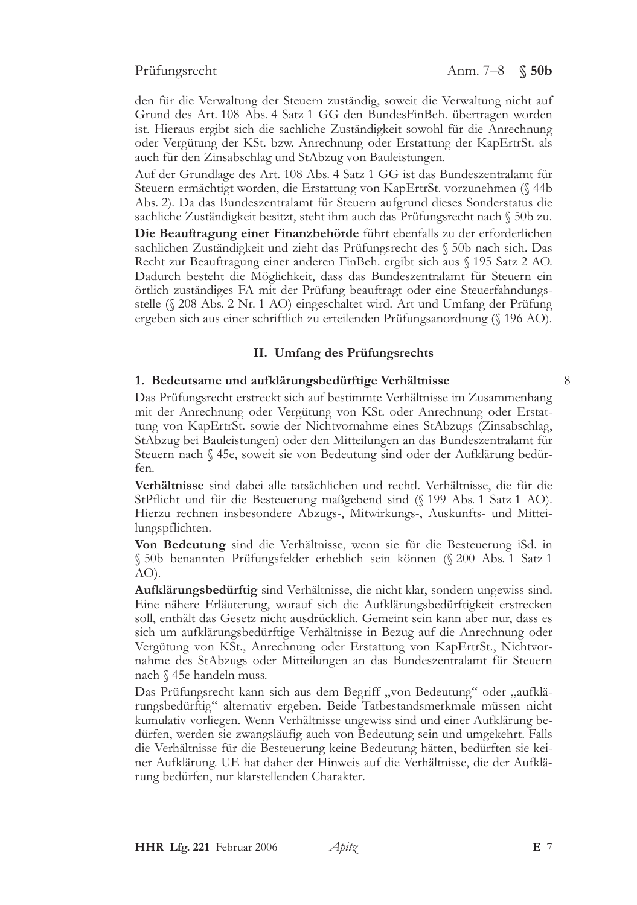den für die Verwaltung der Steuern zuständig, soweit die Verwaltung nicht auf Grund des Art. 108 Abs. 4 Satz 1 GG den BundesFinBeh. übertragen worden ist. Hieraus ergibt sich die sachliche Zuständigkeit sowohl für die Anrechnung oder Vergütung der KSt. bzw. Anrechnung oder Erstattung der KapErtrSt. als auch für den Zinsabschlag und StAbzug von Bauleistungen.

Auf der Grundlage des Art. 108 Abs. 4 Satz 1 GG ist das Bundeszentralamt für Steuern ermächtigt worden, die Erstattung von KapErtrSt. vorzunehmen (§ 44b Abs. 2). Da das Bundeszentralamt für Steuern aufgrund dieses Sonderstatus die sachliche Zuständigkeit besitzt, steht ihm auch das Prüfungsrecht nach § 50b zu.

**Die Beauftragung einer Finanzbehörde** führt ebenfalls zu der erforderlichen sachlichen Zuständigkeit und zieht das Prüfungsrecht des § 50b nach sich. Das Recht zur Beauftragung einer anderen FinBeh. ergibt sich aus § 195 Satz 2 AO. Dadurch besteht die Möglichkeit, dass das Bundeszentralamt für Steuern ein örtlich zuständiges FA mit der Prüfung beauftragt oder eine Steuerfahndungsstelle (§ 208 Abs. 2 Nr. 1 AO) eingeschaltet wird. Art und Umfang der Prüfung ergeben sich aus einer schriftlich zu erteilenden Prüfungsanordnung (§ 196 AO).

## II. Umfang des Prüfungsrechts

### 1. Bedeutsame und aufklärungsbedürftige Verhältnisse

8

Das Prüfungsrecht erstreckt sich auf bestimmte Verhältnisse im Zusammenhang mit der Anrechnung oder Vergütung von KSt. oder Anrechnung oder Erstattung von KapErtrSt. sowie der Nichtvornahme eines StAbzugs (Zinsabschlag, StAbzug bei Bauleistungen) oder den Mitteilungen an das Bundeszentralamt für Steuern nach § 45e, soweit sie von Bedeutung sind oder der Aufklärung bedürfen.

**Verhältnisse** sind dabei alle tatsächlichen und rechtl. Verhältnisse, die für die StPflicht und für die Besteuerung maßgebend sind (§ 199 Abs. 1 Satz 1 AO). Hierzu rechnen insbesondere Abzugs-, Mitwirkungs-, Auskunfts- und Mitteilungspflichten.

**Von Bedeutung** sind die Verhältnisse, wenn sie für die Besteuerung iSd. in § 50b benannten Prüfungsfelder erheblich sein können (§ 200 Abs. 1 Satz 1 AO).

**Aufklärungsbedürftig** sind Verhältnisse, die nicht klar, sondern ungewiss sind. Eine nähere Erläuterung, worauf sich die Aufklärungsbedürftigkeit erstrecken soll, enthält das Gesetz nicht ausdrücklich. Gemeint sein kann aber nur, dass es sich um aufklärungsbedürftige Verhältnisse in Bezug auf die Anrechnung oder Vergütung von KSt., Anrechnung oder Erstattung von KapErtrSt., Nichtvornahme des StAbzugs oder Mitteilungen an das Bundeszentralamt für Steuern nach § 45e handeln muss.

Das Prüfungsrecht kann sich aus dem Begriff „von Bedeutung" oder „aufklärungsbedürftig" alternativ ergeben. Beide Tatbestandsmerkmale müssen nicht kumulativ vorliegen. Wenn Verhältnisse ungewiss sind und einer Aufklärung bedürfen, werden sie zwangsläufig auch von Bedeutung sein und umgekehrt. Falls die Verhältnisse für die Besteuerung keine Bedeutung hätten, bedürften sie keiner Aufklärung. UE hat daher der Hinweis auf die Verhältnisse, die der Aufklärung bedürfen, nur klarstellenden Charakter.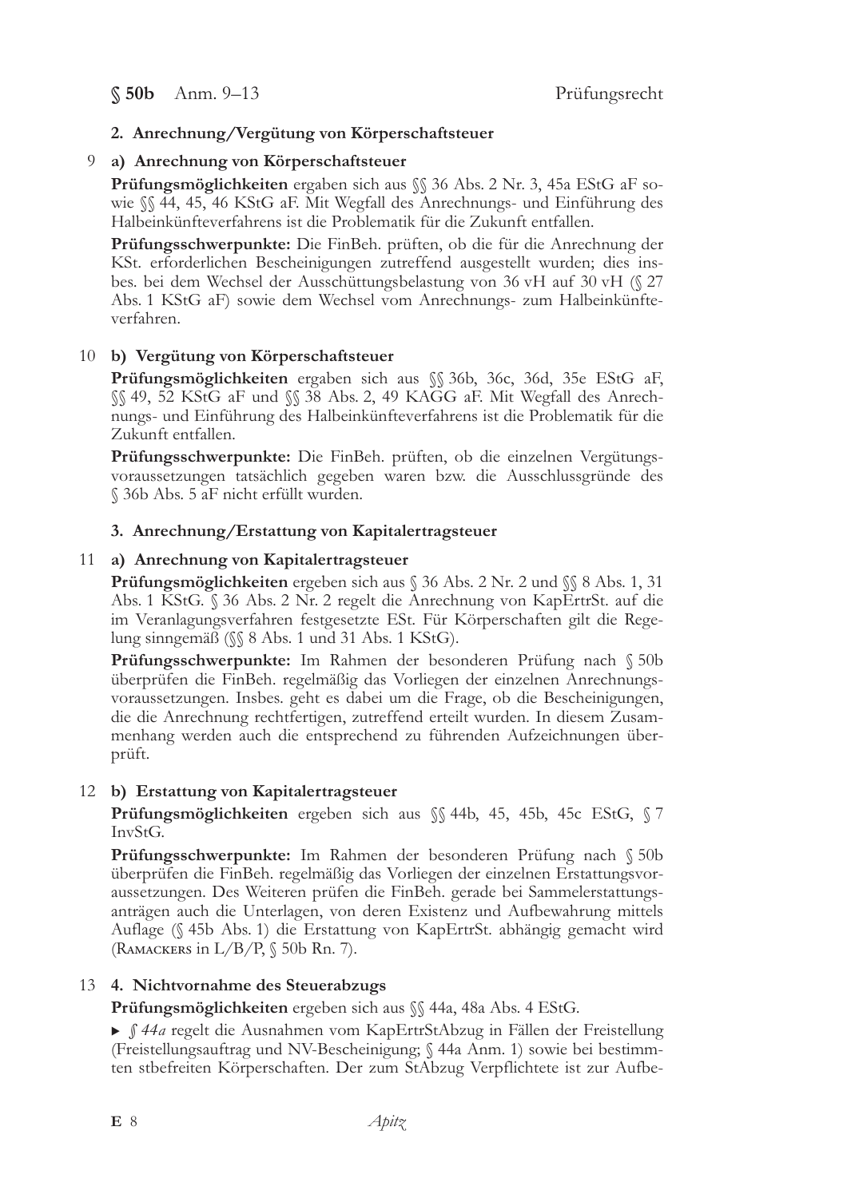## 2. Anrechnung/Vergütung von Körperschaftsteuer

### 9 a) Anrechnung von Körperschaftsteuer

**Prüfungsmöglichkeiten** ergaben sich aus §§ 36 Abs. 2 Nr. 3, 45a EStG aF sowie §§ 44, 45, 46 KStG aF. Mit Wegfall des Anrechnungs- und Einführung des Halbeinkünfteverfahrens ist die Problematik für die Zukunft entfallen.

**Prüfungsschwerpunkte:** Die FinBeh. prüften, ob die für die Anrechnung der KSt. erforderlichen Bescheinigungen zutreffend ausgestellt wurden; dies insbes. bei dem Wechsel der Ausschüttungsbelastung von 36 vH auf 30 vH (§ 27 Abs. 1 KStG aF) sowie dem Wechsel vom Anrechnungs- zum Halbeinkünfteverfahren.

### 10 b) Vergütung von Körperschaftsteuer

**Prüfungsmöglichkeiten** ergaben sich aus §§ 36b, 36c, 36d, 35e EStG aF, §§ 49, 52 KStG aF und §§ 38 Abs. 2, 49 KAGG aF. Mit Wegfall des Anrechnungs- und Einführung des Halbeinkünfteverfahrens ist die Problematik für die Zukunft entfallen.

**Prüfungsschwerpunkte:** Die FinBeh. prüften, ob die einzelnen Vergütungsvoraussetzungen tatsächlich gegeben waren bzw. die Ausschlussgründe des § 36b Abs. 5 aF nicht erfüllt wurden.

## 3. Anrechnung/Erstattung von Kapitalertragsteuer

### 11 a) Anrechnung von Kapitalertragsteuer

**Prüfungsmöglichkeiten** ergeben sich aus § 36 Abs. 2 Nr. 2 und §§ 8 Abs. 1, 31 Abs. 1 KStG. § 36 Abs. 2 Nr. 2 regelt die Anrechnung von KapErtrSt. auf die im Veranlagungsverfahren festgesetzte ESt. Für Körperschaften gilt die Regelung sinngemäß (§§ 8 Abs. 1 und 31 Abs. 1 KStG).

**Prüfungsschwerpunkte:** Im Rahmen der besonderen Prüfung nach § 50b überprüfen die FinBeh. regelmäßig das Vorliegen der einzelnen Anrechnungsvoraussetzungen. Insbes. geht es dabei um die Frage, ob die Bescheinigungen, die die Anrechnung rechtfertigen, zutreffend erteilt wurden. In diesem Zusammenhang werden auch die entsprechend zu führenden Aufzeichnungen überprüft.

### 12 b) Erstattung von Kapitalertragsteuer

**Prüfungsmöglichkeiten** ergeben sich aus §§ 44b, 45, 45b, 45c EStG, § 7 InvStG.

**Prüfungsschwerpunkte:** Im Rahmen der besonderen Prüfung nach § 50b überprüfen die FinBeh. regelmäßig das Vorliegen der einzelnen Erstattungsvoraussetzungen. Des Weiteren prüfen die FinBeh. gerade bei Sammelerstattungsanträgen auch die Unterlagen, von deren Existenz und Aufbewahrung mittels Auflage (§ 45b Abs. 1) die Erstattung von KapErtrSt. abhängig gemacht wird (Ramackers in L/B/P, § 50b Rn. 7).

## 13 4. Nichtvornahme des Steuerabzugs

**Prüfungsmöglichkeiten** ergeben sich aus §§ 44a, 48a Abs. 4 EStG.

▸ *§ 44a* regelt die Ausnahmen vom KapErtrStAbzug in Fällen der Freistellung (Freistellungsauftrag und NV-Bescheinigung; § 44a Anm. 1) sowie bei bestimmten stbefreiten Körperschaften. Der zum StAbzug Verpflichtete ist zur Aufbe-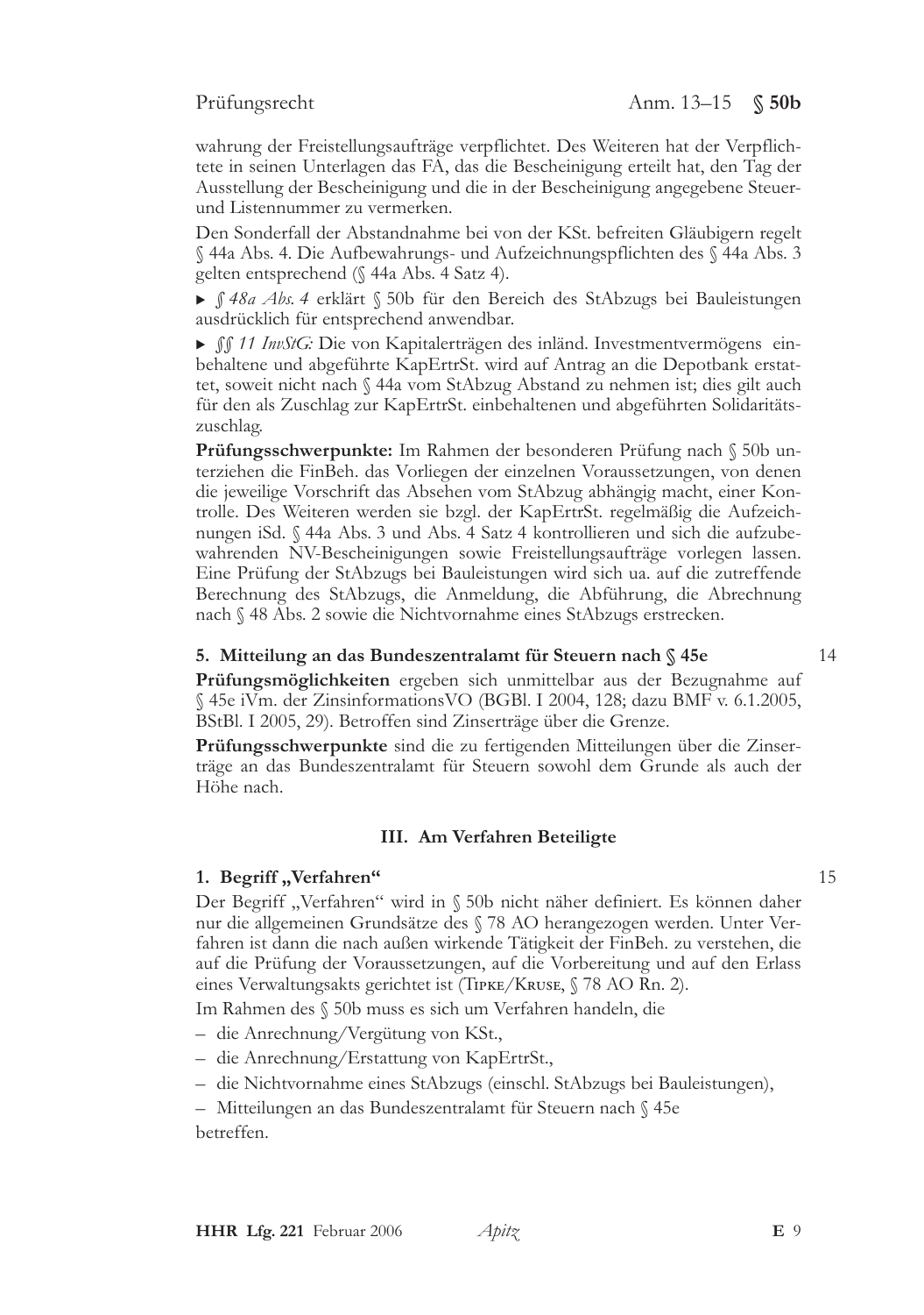wahrung der Freistellungsaufträge verpflichtet. Des Weiteren hat der Verpflichtete in seinen Unterlagen das FA, das die Bescheinigung erteilt hat, den Tag der Ausstellung der Bescheinigung und die in der Bescheinigung angegebene Steuer- und Listennummer zu vermerken.

Den Sonderfall der Abstandnahme bei von der KSt. befreiten Gläubigern regelt § 44a Abs. 4. Die Aufbewahrungs- und Aufzeichnungspflichten des § 44a Abs. 3 gelten entsprechend (§ 44a Abs. 4 Satz 4).

▸ *§ 48a Abs. 4* erklärt § 50b für den Bereich des StAbzugs bei Bauleistungen ausdrücklich für entsprechend anwendbar.

▸ *§§ 11 InvStG:* Die von Kapitalerträgen des inländ. Investmentvermögens einbehaltene und abgeführte KapErtrSt. wird auf Antrag an die Depotbank erstattet, soweit nicht nach § 44a vom StAbzug Abstand zu nehmen ist; dies gilt auch für den als Zuschlag zur KapErtrSt. einbehaltenen und abgeführten Solidaritätszuschlag.

**Prüfungsschwerpunkte:** Im Rahmen der besonderen Prüfung nach § 50b unterziehen die FinBeh. das Vorliegen der einzelnen Voraussetzungen, von denen die jeweilige Vorschrift das Absehen vom StAbzug abhängig macht, einer Kontrolle. Des Weiteren werden sie bzgl. der KapErtrSt. regelmäßig die Aufzeichnungen iSd. § 44a Abs. 3 und Abs. 4 Satz 4 kontrollieren und sich die aufzubewahrenden NV-Bescheinigungen sowie Freistellungsaufträge vorlegen lassen. Eine Prüfung der StAbzugs bei Bauleistungen wird sich ua. auf die zutreffende Berechnung des StAbzugs, die Anmeldung, die Abführung, die Abrechnung nach § 48 Abs. 2 sowie die Nichtvornahme eines StAbzugs erstrecken.

#### 5. Mitteilung an das Bundeszentralamt für Steuern nach § 45e (14)

**Prüfungsmöglichkeiten** ergeben sich unmittelbar aus der Bezugnahme auf § 45e iVm. der ZinsinformationsVO (BGBl. I 2004, 128; dazu BMF v. 6.1.2005, BStBl. I 2005, 29). Betroffen sind Zinserträge über die Grenze.

**Prüfungsschwerpunkte** sind die zu fertigenden Mitteilungen über die Zinserträge an das Bundeszentralamt für Steuern sowohl dem Grunde als auch der Höhe nach.

### III. Am Verfahren Beteiligte

#### 1. Begriff „Verfahren“ (15)

Der Begriff „Verfahren“ wird in § 50b nicht näher definiert. Es können daher nur die allgemeinen Grundsätze des § 78 AO herangezogen werden. Unter Verfahren ist dann die nach außen wirkende Tätigkeit der FinBeh. zu verstehen, die auf die Prüfung der Voraussetzungen, auf die Vorbereitung und auf den Erlass eines Verwaltungsakts gerichtet ist (Tipke/Kruse, § 78 AO Rn. 2).

Im Rahmen des § 50b muss es sich um Verfahren handeln, die

- die Anrechnung/Vergütung von KSt.,
- die Anrechnung/Erstattung von KapErtrSt.,
- die Nichtvornahme eines StAbzugs (einschl. StAbzugs bei Bauleistungen),
- Mitteilungen an das Bundeszentralamt für Steuern nach § 45e

betreffen.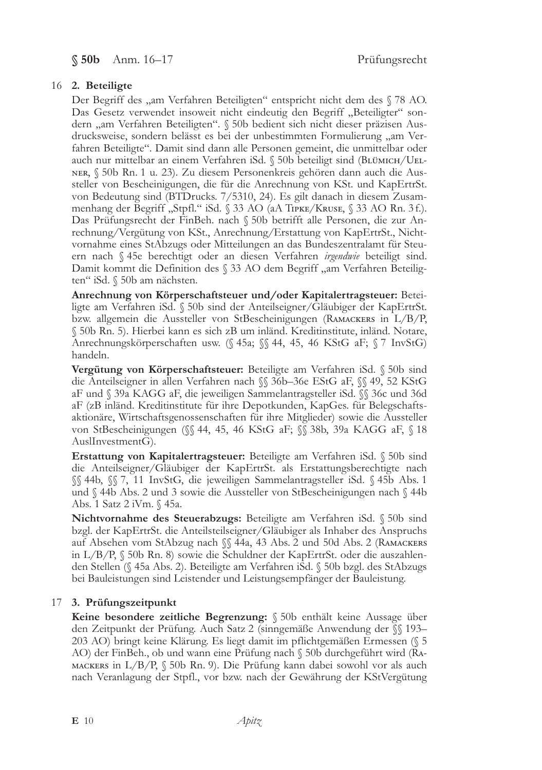## 16 2. Beteiligte

Der Begriff des „am Verfahren Beteiligten" entspricht nicht dem des § 78 AO. Das Gesetz verwendet insoweit nicht eindeutig den Begriff „Beteiligter" sondern „am Verfahren Beteiligten". § 50b bedient sich nicht dieser präzisen Ausdrucksweise, sondern belässt es bei der unbestimmten Formulierung „am Verfahren Beteiligte". Damit sind dann alle Personen gemeint, die unmittelbar oder auch nur mittelbar an einem Verfahren iSd. § 50b beteiligt sind (Blümich/Uelner, § 50b Rn. 1 u. 23). Zu diesem Personenkreis gehören dann auch die Aussteller von Bescheinigungen, die für die Anrechnung von KSt. und KapErtrSt. von Bedeutung sind (BTDrucks. 7/5310, 24). Es gilt danach in diesem Zusammenhang der Begriff „Stpfl." iSd. § 33 AO (aA Tipke/Kruse, § 33 AO Rn. 3 f.). Das Prüfungsrecht der FinBeh. nach § 50b betrifft alle Personen, die zur Anrechnung/Vergütung von KSt., Anrechnung/Erstattung von KapErtrSt., Nichtvornahme eines StAbzugs oder Mitteilungen an das Bundeszentralamt für Steuern nach § 45e berechtigt oder an diesen Verfahren *irgendwie* beteiligt sind. Damit kommt die Definition des § 33 AO dem Begriff „am Verfahren Beteiligten" iSd. § 50b am nächsten.

**Anrechnung von Körperschaftsteuer und/oder Kapitalertragsteuer:** Beteiligte am Verfahren iSd. § 50b sind der Anteilseigner/Gläubiger der KapErtrSt. bzw. allgemein die Aussteller von StBescheinigungen (Ramackers in L/B/P, § 50b Rn. 5). Hierbei kann es sich zB um inländ. Kreditinstitute, inländ. Notare, Anrechnungskörperschaften usw. (§ 45a; §§ 44, 45, 46 KStG aF; § 7 InvStG) handeln.

**Vergütung von Körperschaftsteuer:** Beteiligte am Verfahren iSd. § 50b sind die Anteilseigner in allen Verfahren nach §§ 36b–36e EStG aF, §§ 49, 52 KStG aF und § 39a KAGG aF, die jeweiligen Sammelantragsteller iSd. §§ 36c und 36d aF (zB inländ. Kreditinstitute für ihre Depotkunden, KapGes. für Belegschaftsaktionäre, Wirtschaftsgenossenschaften für ihre Mitglieder) sowie die Aussteller von StBescheinigungen (§§ 44, 45, 46 KStG aF; §§ 38b, 39a KAGG aF, § 18 AuslInvestmentG).

**Erstattung von Kapitalertragsteuer:** Beteiligte am Verfahren iSd. § 50b sind die Anteilseigner/Gläubiger der KapErtrSt. als Erstattungsberechtigte nach §§ 44b, §§ 7, 11 InvStG, die jeweiligen Sammelantragsteller iSd. § 45b Abs. 1 und § 44b Abs. 2 und 3 sowie die Aussteller von StBescheinigungen nach § 44b Abs. 1 Satz 2 iVm. § 45a.

**Nichtvornahme des Steuerabzugs:** Beteiligte am Verfahren iSd. § 50b sind bzgl. der KapErtrSt. die Anteilsteilseigner/Gläubiger als Inhaber des Anspruchs auf Absehen vom StAbzug nach §§ 44a, 43 Abs. 2 und 50d Abs. 2 (Ramackers in L/B/P, § 50b Rn. 8) sowie die Schuldner der KapErtrSt. oder die auszahlenden Stellen (§ 45a Abs. 2). Beteiligte am Verfahren iSd. § 50b bzgl. des StAbzugs bei Bauleistungen sind Leistender und Leistungsempfänger der Bauleistung.

## 17 3. Prüfungszeitpunkt

**Keine besondere zeitliche Begrenzung:** § 50b enthält keine Aussage über den Zeitpunkt der Prüfung. Auch Satz 2 (sinngemäße Anwendung der §§ 193–203 AO) bringt keine Klärung. Es liegt damit im pflichtgemäßen Ermessen (§ 5 AO) der FinBeh., ob und wann eine Prüfung nach § 50b durchgeführt wird (Ramackers in L/B/P, § 50b Rn. 9). Die Prüfung kann dabei sowohl vor als auch nach Veranlagung der Stpfl., vor bzw. nach der Gewährung der KStVergütung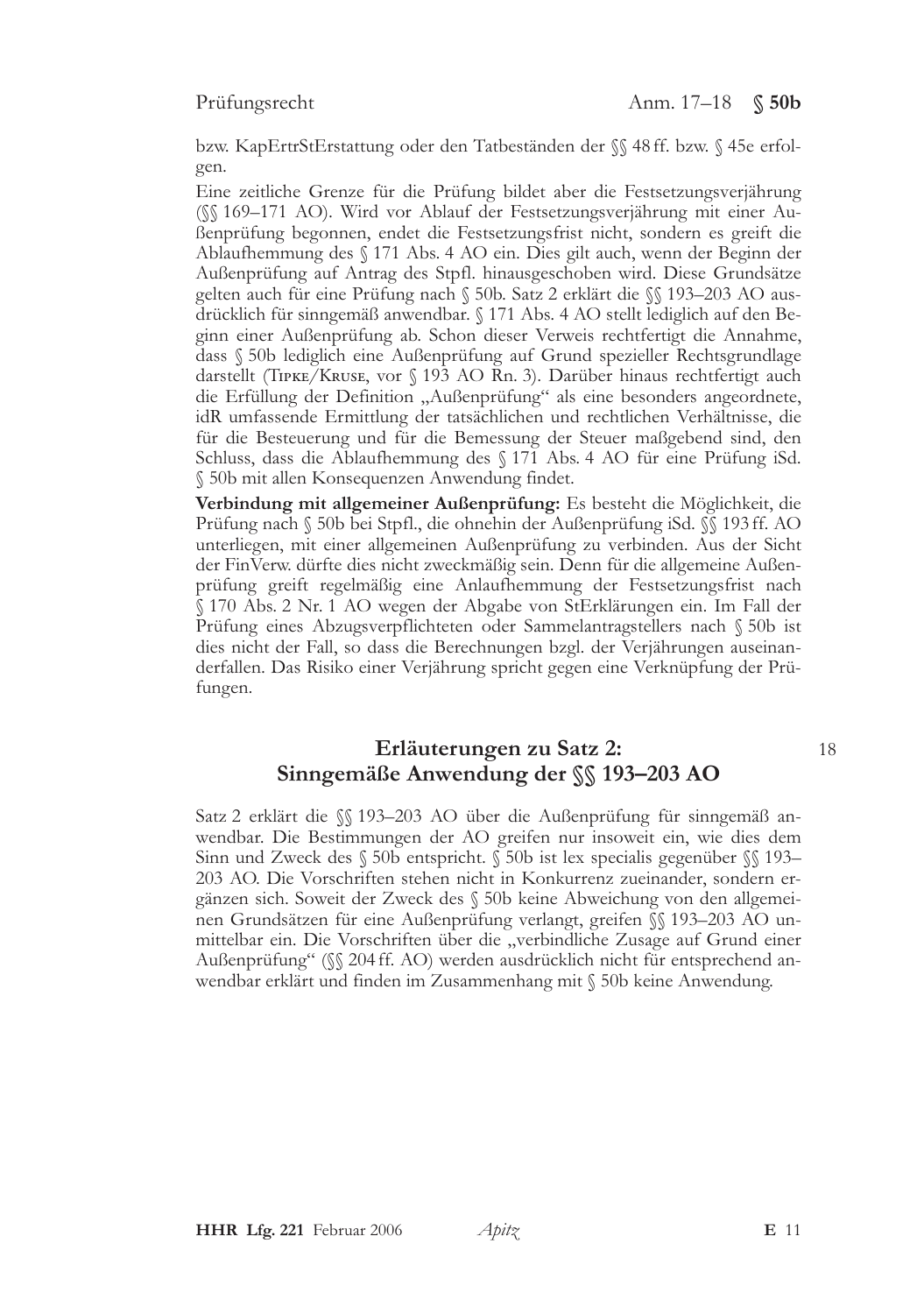bzw. KapErtrStErstattung oder den Tatbeständen der §§ 48 ff. bzw. § 45e erfolgen.

Eine zeitliche Grenze für die Prüfung bildet aber die Festsetzungsverjährung (§§ 169–171 AO). Wird vor Ablauf der Festsetzungsverjährung mit einer Außenprüfung begonnen, endet die Festsetzungsfrist nicht, sondern es greift die Ablaufhemmung des § 171 Abs. 4 AO ein. Dies gilt auch, wenn der Beginn der Außenprüfung auf Antrag des Stpfl. hinausgeschoben wird. Diese Grundsätze gelten auch für eine Prüfung nach § 50b. Satz 2 erklärt die §§ 193–203 AO ausdrücklich für sinngemäß anwendbar. § 171 Abs. 4 AO stellt lediglich auf den Beginn einer Außenprüfung ab. Schon dieser Verweis rechtfertigt die Annahme, dass § 50b lediglich eine Außenprüfung auf Grund spezieller Rechtsgrundlage darstellt (Tipke/Kruse, vor § 193 AO Rn. 3). Darüber hinaus rechtfertigt auch die Erfüllung der Definition „Außenprüfung" als eine besonders angeordnete, idR umfassende Ermittlung der tatsächlichen und rechtlichen Verhältnisse, die für die Besteuerung und für die Bemessung der Steuer maßgebend sind, den Schluss, dass die Ablaufhemmung des § 171 Abs. 4 AO für eine Prüfung iSd. § 50b mit allen Konsequenzen Anwendung findet.

**Verbindung mit allgemeiner Außenprüfung:** Es besteht die Möglichkeit, die Prüfung nach § 50b bei Stpfl., die ohnehin der Außenprüfung iSd. §§ 193 ff. AO unterliegen, mit einer allgemeinen Außenprüfung zu verbinden. Aus der Sicht der FinVerw. dürfte dies nicht zweckmäßig sein. Denn für die allgemeine Außenprüfung greift regelmäßig eine Anlaufhemmung der Festsetzungsfrist nach § 170 Abs. 2 Nr. 1 AO wegen der Abgabe von StErklärungen ein. Im Fall der Prüfung eines Abzugsverpflichteten oder Sammelantragstellers nach § 50b ist dies nicht der Fall, so dass die Berechnungen bzgl. der Verjährungen auseinanderfallen. Das Risiko einer Verjährung spricht gegen eine Verknüpfung der Prüfungen.

## Erläuterungen zu Satz 2: Sinngemäße Anwendung der §§ 193–203 AO

18

Satz 2 erklärt die §§ 193–203 AO über die Außenprüfung für sinngemäß anwendbar. Die Bestimmungen der AO greifen nur insoweit ein, wie dies dem Sinn und Zweck des § 50b entspricht. § 50b ist lex specialis gegenüber §§ 193–203 AO. Die Vorschriften stehen nicht in Konkurrenz zueinander, sondern ergänzen sich. Soweit der Zweck des § 50b keine Abweichung von den allgemeinen Grundsätzen für eine Außenprüfung verlangt, greifen §§ 193–203 AO unmittelbar ein. Die Vorschriften über die „verbindliche Zusage auf Grund einer Außenprüfung" (§§ 204 ff. AO) werden ausdrücklich nicht für entsprechend anwendbar erklärt und finden im Zusammenhang mit § 50b keine Anwendung.